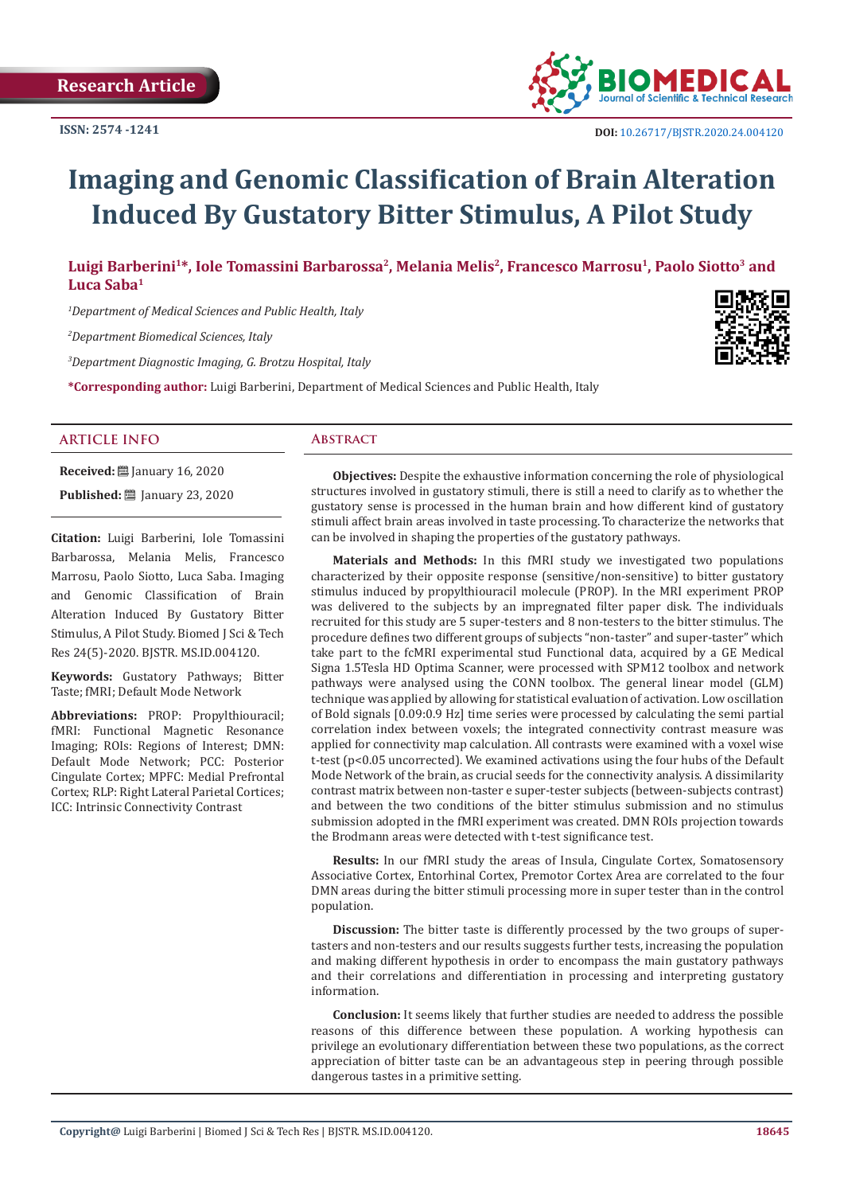Research Article

ISSN: 2574 -1241

DOI: 10.26717/BJSTR.2020.24.004120

# Imaging and Genomic Classification of Brain Alteration Induced By Gustatory Bitter Stimulus, A Pilot Study

**Luigi Barberini[1]*, Iole Tomassini Barbarossa[2], Melania Melis[2], Francesco Marrosu[1], Paolo Siotto[3] and Luca Saba[1]**

*[1]Department of Medical Sciences and Public Health, Italy*

*[2]Department Biomedical Sciences, Italy*

*[3]Department Diagnostic Imaging, G. Brotzu Hospital, Italy*

**\*Corresponding author:** Luigi Barberini, Department of Medical Sciences and Public Health, Italy

## ARTICLE INFO

**Received:** January 16, 2020

**Published:** January 23, 2020

**Citation:** Luigi Barberini, Iole Tomassini Barbarossa, Melania Melis, Francesco Marrosu, Paolo Siotto, Luca Saba. Imaging and Genomic Classification of Brain Alteration Induced By Gustatory Bitter Stimulus, A Pilot Study. Biomed J Sci & Tech Res 24(5)-2020. BJSTR. MS.ID.004120.

**Keywords:** Gustatory Pathways; Bitter Taste; fMRI; Default Mode Network

**Abbreviations:** PROP: Propylthiouracil; fMRI: Functional Magnetic Resonance Imaging; ROIs: Regions of Interest; DMN: Default Mode Network; PCC: Posterior Cingulate Cortex; MPFC: Medial Prefrontal Cortex; RLP: Right Lateral Parietal Cortices; ICC: Intrinsic Connectivity Contrast

## Abstract

**Objectives:** Despite the exhaustive information concerning the role of physiological structures involved in gustatory stimuli, there is still a need to clarify as to whether the gustatory sense is processed in the human brain and how different kind of gustatory stimuli affect brain areas involved in taste processing. To characterize the networks that can be involved in shaping the properties of the gustatory pathways.

**Materials and Methods:** In this fMRI study we investigated two populations characterized by their opposite response (sensitive/non-sensitive) to bitter gustatory stimulus induced by propylthiouracil molecule (PROP). In the MRI experiment PROP was delivered to the subjects by an impregnated filter paper disk. The individuals recruited for this study are 5 super-testers and 8 non-testers to the bitter stimulus. The procedure defines two different groups of subjects "non-taster" and super-taster" which take part to the fcMRI experimental stud Functional data, acquired by a GE Medical Signa 1.5Tesla HD Optima Scanner, were processed with SPM12 toolbox and network pathways were analysed using the CONN toolbox. The general linear model (GLM) technique was applied by allowing for statistical evaluation of activation. Low oscillation of Bold signals [0.09:0.9 Hz] time series were processed by calculating the semi partial correlation index between voxels; the integrated connectivity contrast measure was applied for connectivity map calculation. All contrasts were examined with a voxel wise t-test ($p<0.05$ uncorrected). We examined activations using the four hubs of the Default Mode Network of the brain, as crucial seeds for the connectivity analysis. A dissimilarity contrast matrix between non-taster e super-tester subjects (between-subjects contrast) and between the two conditions of the bitter stimulus submission and no stimulus submission adopted in the fMRI experiment was created. DMN ROIs projection towards the Brodmann areas were detected with t-test significance test.

**Results:** In our fMRI study the areas of Insula, Cingulate Cortex, Somatosensory Associative Cortex, Entorhinal Cortex, Premotor Cortex Area are correlated to the four DMN areas during the bitter stimuli processing more in super tester than in the control population.

**Discussion:** The bitter taste is differently processed by the two groups of super-tasters and non-testers and our results suggests further tests, increasing the population and making different hypothesis in order to encompass the main gustatory pathways and their correlations and differentiation in processing and interpreting gustatory information.

**Conclusion:** It seems likely that further studies are needed to address the possible reasons of this difference between these population. A working hypothesis can privilege an evolutionary differentiation between these two populations, as the correct appreciation of bitter taste can be an advantageous step in peering through possible dangerous tastes in a primitive setting.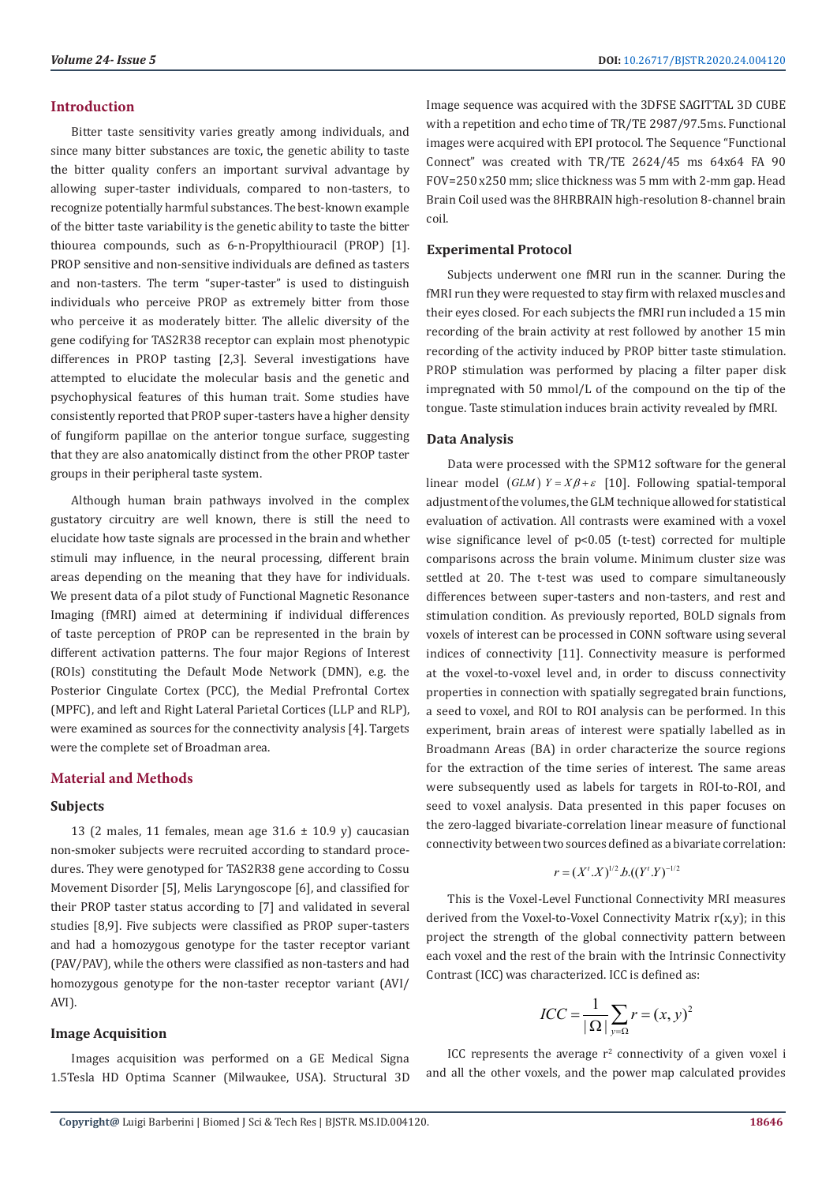## Introduction

Bitter taste sensitivity varies greatly among individuals, and since many bitter substances are toxic, the genetic ability to taste the bitter quality confers an important survival advantage by allowing super-taster individuals, compared to non-tasters, to recognize potentially harmful substances. The best-known example of the bitter taste variability is the genetic ability to taste the bitter thiourea compounds, such as 6-n-Propylthiouracil (PROP) [1]. PROP sensitive and non-sensitive individuals are defined as tasters and non-tasters. The term "super-taster" is used to distinguish individuals who perceive PROP as extremely bitter from those who perceive it as moderately bitter. The allelic diversity of the gene codifying for TAS2R38 receptor can explain most phenotypic differences in PROP tasting [2,3]. Several investigations have attempted to elucidate the molecular basis and the genetic and psychophysical features of this human trait. Some studies have consistently reported that PROP super-tasters have a higher density of fungiform papillae on the anterior tongue surface, suggesting that they are also anatomically distinct from the other PROP taster groups in their peripheral taste system.

Although human brain pathways involved in the complex gustatory circuitry are well known, there is still the need to elucidate how taste signals are processed in the brain and whether stimuli may influence, in the neural processing, different brain areas depending on the meaning that they have for individuals. We present data of a pilot study of Functional Magnetic Resonance Imaging (fMRI) aimed at determining if individual differences of taste perception of PROP can be represented in the brain by different activation patterns. The four major Regions of Interest (ROIs) constituting the Default Mode Network (DMN), e.g. the Posterior Cingulate Cortex (PCC), the Medial Prefrontal Cortex (MPFC), and left and Right Lateral Parietal Cortices (LLP and RLP), were examined as sources for the connectivity analysis [4]. Targets were the complete set of Broadman area.

## Material and Methods

### Subjects

13 (2 males, 11 females, mean age 31.6 ± 10.9 y) caucasian non-smoker subjects were recruited according to standard procedures. They were genotyped for TAS2R38 gene according to Cossu Movement Disorder [5], Melis Laryngoscope [6], and classified for their PROP taster status according to [7] and validated in several studies [8,9]. Five subjects were classified as PROP super-tasters and had a homozygous genotype for the taster receptor variant (PAV/PAV), while the others were classified as non-tasters and had homozygous genotype for the non-taster receptor variant (AVI/AVI).

### Image Acquisition

Images acquisition was performed on a GE Medical Signa 1.5Tesla HD Optima Scanner (Milwaukee, USA). Structural 3D Image sequence was acquired with the 3DFSE SAGITTAL 3D CUBE with a repetition and echo time of TR/TE 2987/97.5ms. Functional images were acquired with EPI protocol. The Sequence "Functional Connect" was created with TR/TE 2624/45 ms 64x64 FA 90 FOV=250 x250 mm; slice thickness was 5 mm with 2-mm gap. Head Brain Coil used was the 8HRBRAIN high-resolution 8-channel brain coil.

### Experimental Protocol

Subjects underwent one fMRI run in the scanner. During the fMRI run they were requested to stay firm with relaxed muscles and their eyes closed. For each subjects the fMRI run included a 15 min recording of the brain activity at rest followed by another 15 min recording of the activity induced by PROP bitter taste stimulation. PROP stimulation was performed by placing a filter paper disk impregnated with 50 mmol/L of the compound on the tip of the tongue. Taste stimulation induces brain activity revealed by fMRI.

### Data Analysis

Data were processed with the SPM12 software for the general linear model $(GLM)\ Y = X\beta + \varepsilon$ [10]. Following spatial-temporal adjustment of the volumes, the GLM technique allowed for statistical evaluation of activation. All contrasts were examined with a voxel wise significance level of $p<0.05$ (t-test) corrected for multiple comparisons across the brain volume. Minimum cluster size was settled at 20. The t-test was used to compare simultaneously differences between super-tasters and non-tasters, and rest and stimulation condition. As previously reported, BOLD signals from voxels of interest can be processed in CONN software using several indices of connectivity [11]. Connectivity measure is performed at the voxel-to-voxel level and, in order to discuss connectivity properties in connection with spatially segregated brain functions, a seed to voxel, and ROI to ROI analysis can be performed. In this experiment, brain areas of interest were spatially labelled as in Broadmann Areas (BA) in order characterize the source regions for the extraction of the time series of interest. The same areas were subsequently used as labels for targets in ROI-to-ROI, and seed to voxel analysis. Data presented in this paper focuses on the zero-lagged bivariate-correlation linear measure of functional connectivity between two sources defined as a bivariate correlation:

$$r = (X^t.X)^{1/2}.b.((Y^t.Y)^{-1/2}$$

This is the Voxel-Level Functional Connectivity MRI measures derived from the Voxel-to-Voxel Connectivity Matrix r(x,y); in this project the strength of the global connectivity pattern between each voxel and the rest of the brain with the Intrinsic Connectivity Contrast (ICC) was characterized. ICC is defined as:

$$ICC = \frac{1}{|\Omega|}\sum_{y=\Omega} r = (x,y)^2$$

ICC represents the average $r^2$ connectivity of a given voxel i and all the other voxels, and the power map calculated provides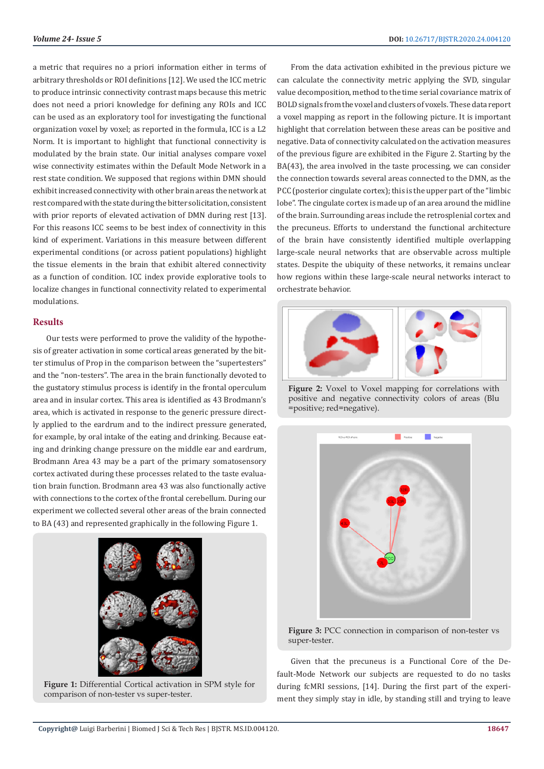a metric that requires no a priori information either in terms of arbitrary thresholds or ROI definitions [12]. We used the ICC metric to produce intrinsic connectivity contrast maps because this metric does not need a priori knowledge for defining any ROIs and ICC can be used as an exploratory tool for investigating the functional organization voxel by voxel; as reported in the formula, ICC is a L2 Norm. It is important to highlight that functional connectivity is modulated by the brain state. Our initial analyses compare voxel wise connectivity estimates within the Default Mode Network in a rest state condition. We supposed that regions within DMN should exhibit increased connectivity with other brain areas the network at rest compared with the state during the bitter solicitation, consistent with prior reports of elevated activation of DMN during rest [13]. For this reasons ICC seems to be best index of connectivity in this kind of experiment. Variations in this measure between different experimental conditions (or across patient populations) highlight the tissue elements in the brain that exhibit altered connectivity as a function of condition. ICC index provide explorative tools to localize changes in functional connectivity related to experimental modulations.

## Results

Our tests were performed to prove the validity of the hypothesis of greater activation in some cortical areas generated by the bitter stimulus of Prop in the comparison between the "supertesters" and the "non-testers". The area in the brain functionally devoted to the gustatory stimulus process is identify in the frontal operculum area and in insular cortex. This area is identified as 43 Brodmann's area, which is activated in response to the generic pressure directly applied to the eardrum and to the indirect pressure generated, for example, by oral intake of the eating and drinking. Because eating and drinking change pressure on the middle ear and eardrum, Brodmann Area 43 may be a part of the primary somatosensory cortex activated during these processes related to the taste evaluation brain function. Brodmann area 43 was also functionally active with connections to the cortex of the frontal cerebellum. During our experiment we collected several other areas of the brain connected to BA (43) and represented graphically in the following Figure 1.

**Figure 1:** Differential Cortical activation in SPM style for comparison of non-tester vs super-tester.

From the data activation exhibited in the previous picture we can calculate the connectivity metric applying the SVD, singular value decomposition, method to the time serial covariance matrix of BOLD signals from the voxel and clusters of voxels. These data report a voxel mapping as report in the following picture. It is important highlight that correlation between these areas can be positive and negative. Data of connectivity calculated on the activation measures of the previous figure are exhibited in the Figure 2. Starting by the BA(43), the area involved in the taste processing, we can consider the connection towards several areas connected to the DMN, as the PCC (posterior cingulate cortex); this is the upper part of the "limbic lobe". The cingulate cortex is made up of an area around the midline of the brain. Surrounding areas include the retrosplenial cortex and the precuneus. Efforts to understand the functional architecture of the brain have consistently identified multiple overlapping large-scale neural networks that are observable across multiple states. Despite the ubiquity of these networks, it remains unclear how regions within these large-scale neural networks interact to orchestrate behavior.

**Figure 2:** Voxel to Voxel mapping for correlations with positive and negative connectivity colors of areas (Blu =positive; red=negative).

**Figure 3:** PCC connection in comparison of non-tester vs super-tester.

Given that the precuneus is a Functional Core of the Default-Mode Network our subjects are requested to do no tasks during fcMRI sessions, [14]. During the first part of the experiment they simply stay in idle, by standing still and trying to leave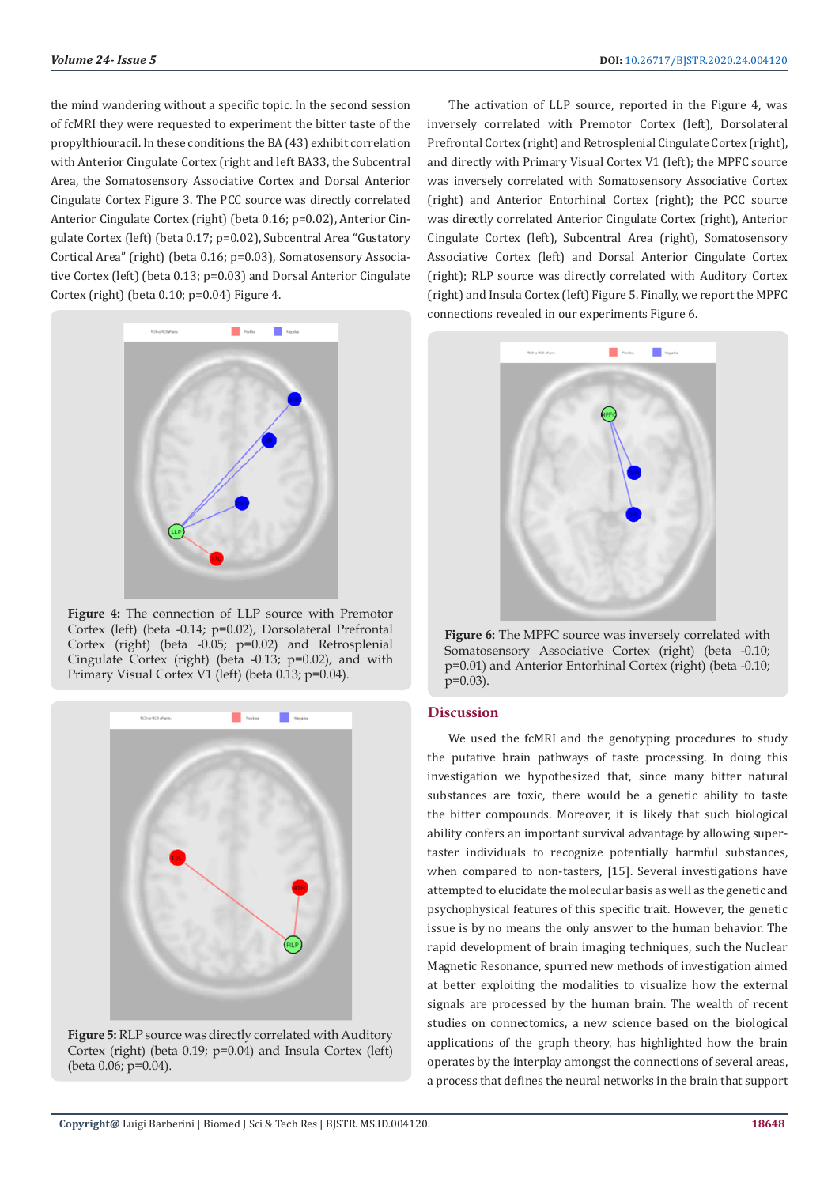the mind wandering without a specific topic. In the second session of fcMRI they were requested to experiment the bitter taste of the propylthiouracil. In these conditions the BA (43) exhibit correlation with Anterior Cingulate Cortex (right and left BA33, the Subcentral Area, the Somatosensory Associative Cortex and Dorsal Anterior Cingulate Cortex Figure 3. The PCC source was directly correlated Anterior Cingulate Cortex (right) (beta 0.16; p=0.02), Anterior Cingulate Cortex (left) (beta 0.17; p=0.02), Subcentral Area "Gustatory Cortical Area" (right) (beta 0.16; p=0.03), Somatosensory Associative Cortex (left) (beta 0.13; p=0.03) and Dorsal Anterior Cingulate Cortex (right) (beta 0.10; p=0.04) Figure 4.

**Figure 4:** The connection of LLP source with Premotor Cortex (left) (beta -0.14; p=0.02), Dorsolateral Prefrontal Cortex (right) (beta -0.05; p=0.02) and Retrosplenial Cingulate Cortex (right) (beta -0.13; p=0.02), and with Primary Visual Cortex V1 (left) (beta 0.13; p=0.04).

**Figure 5:** RLP source was directly correlated with Auditory Cortex (right) (beta 0.19; p=0.04) and Insula Cortex (left) (beta 0.06; p=0.04).

The activation of LLP source, reported in the Figure 4, was inversely correlated with Premotor Cortex (left), Dorsolateral Prefrontal Cortex (right) and Retrosplenial Cingulate Cortex (right), and directly with Primary Visual Cortex V1 (left); the MPFC source was inversely correlated with Somatosensory Associative Cortex (right) and Anterior Entorhinal Cortex (right); the PCC source was directly correlated Anterior Cingulate Cortex (right), Anterior Cingulate Cortex (left), Subcentral Area (right), Somatosensory Associative Cortex (left) and Dorsal Anterior Cingulate Cortex (right); RLP source was directly correlated with Auditory Cortex (right) and Insula Cortex (left) Figure 5. Finally, we report the MPFC connections revealed in our experiments Figure 6.

**Figure 6:** The MPFC source was inversely correlated with Somatosensory Associative Cortex (right) (beta -0.10; p=0.01) and Anterior Entorhinal Cortex (right) (beta -0.10; p=0.03).

## Discussion

We used the fcMRI and the genotyping procedures to study the putative brain pathways of taste processing. In doing this investigation we hypothesized that, since many bitter natural substances are toxic, there would be a genetic ability to taste the bitter compounds. Moreover, it is likely that such biological ability confers an important survival advantage by allowing super-taster individuals to recognize potentially harmful substances, when compared to non-tasters, [15]. Several investigations have attempted to elucidate the molecular basis as well as the genetic and psychophysical features of this specific trait. However, the genetic issue is by no means the only answer to the human behavior. The rapid development of brain imaging techniques, such the Nuclear Magnetic Resonance, spurred new methods of investigation aimed at better exploiting the modalities to visualize how the external signals are processed by the human brain. The wealth of recent studies on connectomics, a new science based on the biological applications of the graph theory, has highlighted how the brain operates by the interplay amongst the connections of several areas, a process that defines the neural networks in the brain that support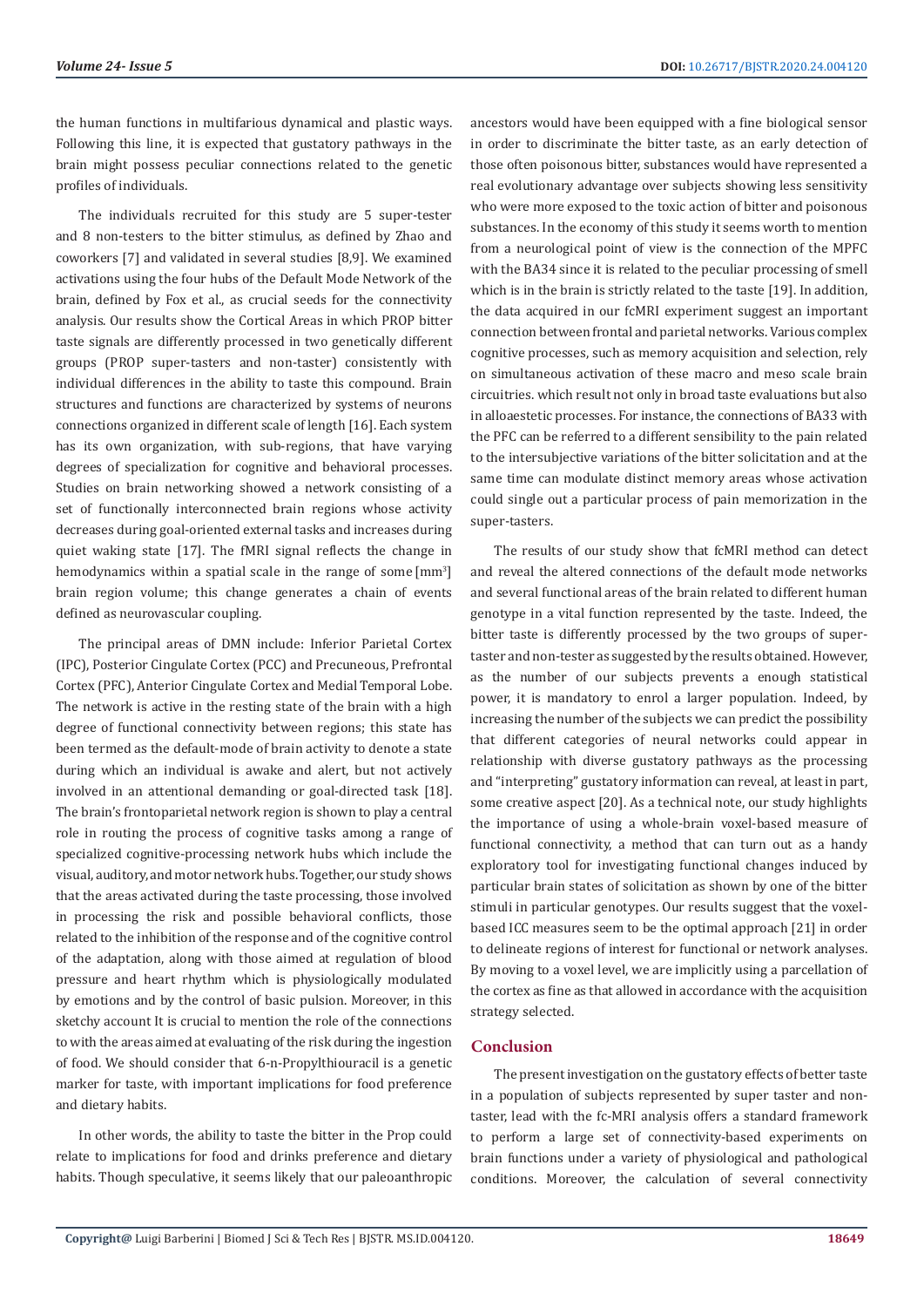the human functions in multifarious dynamical and plastic ways. Following this line, it is expected that gustatory pathways in the brain might possess peculiar connections related to the genetic profiles of individuals.

The individuals recruited for this study are 5 super-tester and 8 non-testers to the bitter stimulus, as defined by Zhao and coworkers [7] and validated in several studies [8,9]. We examined activations using the four hubs of the Default Mode Network of the brain, defined by Fox et al., as crucial seeds for the connectivity analysis. Our results show the Cortical Areas in which PROP bitter taste signals are differently processed in two genetically different groups (PROP super-tasters and non-taster) consistently with individual differences in the ability to taste this compound. Brain structures and functions are characterized by systems of neurons connections organized in different scale of length [16]. Each system has its own organization, with sub-regions, that have varying degrees of specialization for cognitive and behavioral processes. Studies on brain networking showed a network consisting of a set of functionally interconnected brain regions whose activity decreases during goal-oriented external tasks and increases during quiet waking state [17]. The fMRI signal reflects the change in hemodynamics within a spatial scale in the range of some [$mm^3$] brain region volume; this change generates a chain of events defined as neurovascular coupling.

The principal areas of DMN include: Inferior Parietal Cortex (IPC), Posterior Cingulate Cortex (PCC) and Precuneous, Prefrontal Cortex (PFC), Anterior Cingulate Cortex and Medial Temporal Lobe. The network is active in the resting state of the brain with a high degree of functional connectivity between regions; this state has been termed as the default-mode of brain activity to denote a state during which an individual is awake and alert, but not actively involved in an attentional demanding or goal-directed task [18]. The brain's frontoparietal network region is shown to play a central role in routing the process of cognitive tasks among a range of specialized cognitive-processing network hubs which include the visual, auditory, and motor network hubs. Together, our study shows that the areas activated during the taste processing, those involved in processing the risk and possible behavioral conflicts, those related to the inhibition of the response and of the cognitive control of the adaptation, along with those aimed at regulation of blood pressure and heart rhythm which is physiologically modulated by emotions and by the control of basic pulsion. Moreover, in this sketchy account It is crucial to mention the role of the connections to with the areas aimed at evaluating of the risk during the ingestion of food. We should consider that 6-n-Propylthiouracil is a genetic marker for taste, with important implications for food preference and dietary habits.

In other words, the ability to taste the bitter in the Prop could relate to implications for food and drinks preference and dietary habits. Though speculative, it seems likely that our paleoanthropic ancestors would have been equipped with a fine biological sensor in order to discriminate the bitter taste, as an early detection of those often poisonous bitter, substances would have represented a real evolutionary advantage over subjects showing less sensitivity who were more exposed to the toxic action of bitter and poisonous substances. In the economy of this study it seems worth to mention from a neurological point of view is the connection of the MPFC with the BA34 since it is related to the peculiar processing of smell which is in the brain is strictly related to the taste [19]. In addition, the data acquired in our fcMRI experiment suggest an important connection between frontal and parietal networks. Various complex cognitive processes, such as memory acquisition and selection, rely on simultaneous activation of these macro and meso scale brain circuitries. which result not only in broad taste evaluations but also in alloaestetic processes. For instance, the connections of BA33 with the PFC can be referred to a different sensibility to the pain related to the intersubjective variations of the bitter solicitation and at the same time can modulate distinct memory areas whose activation could single out a particular process of pain memorization in the super-tasters.

The results of our study show that fcMRI method can detect and reveal the altered connections of the default mode networks and several functional areas of the brain related to different human genotype in a vital function represented by the taste. Indeed, the bitter taste is differently processed by the two groups of super-taster and non-tester as suggested by the results obtained. However, as the number of our subjects prevents a enough statistical power, it is mandatory to enrol a larger population. Indeed, by increasing the number of the subjects we can predict the possibility that different categories of neural networks could appear in relationship with diverse gustatory pathways as the processing and "interpreting" gustatory information can reveal, at least in part, some creative aspect [20]. As a technical note, our study highlights the importance of using a whole-brain voxel-based measure of functional connectivity, a method that can turn out as a handy exploratory tool for investigating functional changes induced by particular brain states of solicitation as shown by one of the bitter stimuli in particular genotypes. Our results suggest that the voxel-based ICC measures seem to be the optimal approach [21] in order to delineate regions of interest for functional or network analyses. By moving to a voxel level, we are implicitly using a parcellation of the cortex as fine as that allowed in accordance with the acquisition strategy selected.

## Conclusion

The present investigation on the gustatory effects of better taste in a population of subjects represented by super taster and non-taster, lead with the fc-MRI analysis offers a standard framework to perform a large set of connectivity-based experiments on brain functions under a variety of physiological and pathological conditions. Moreover, the calculation of several connectivity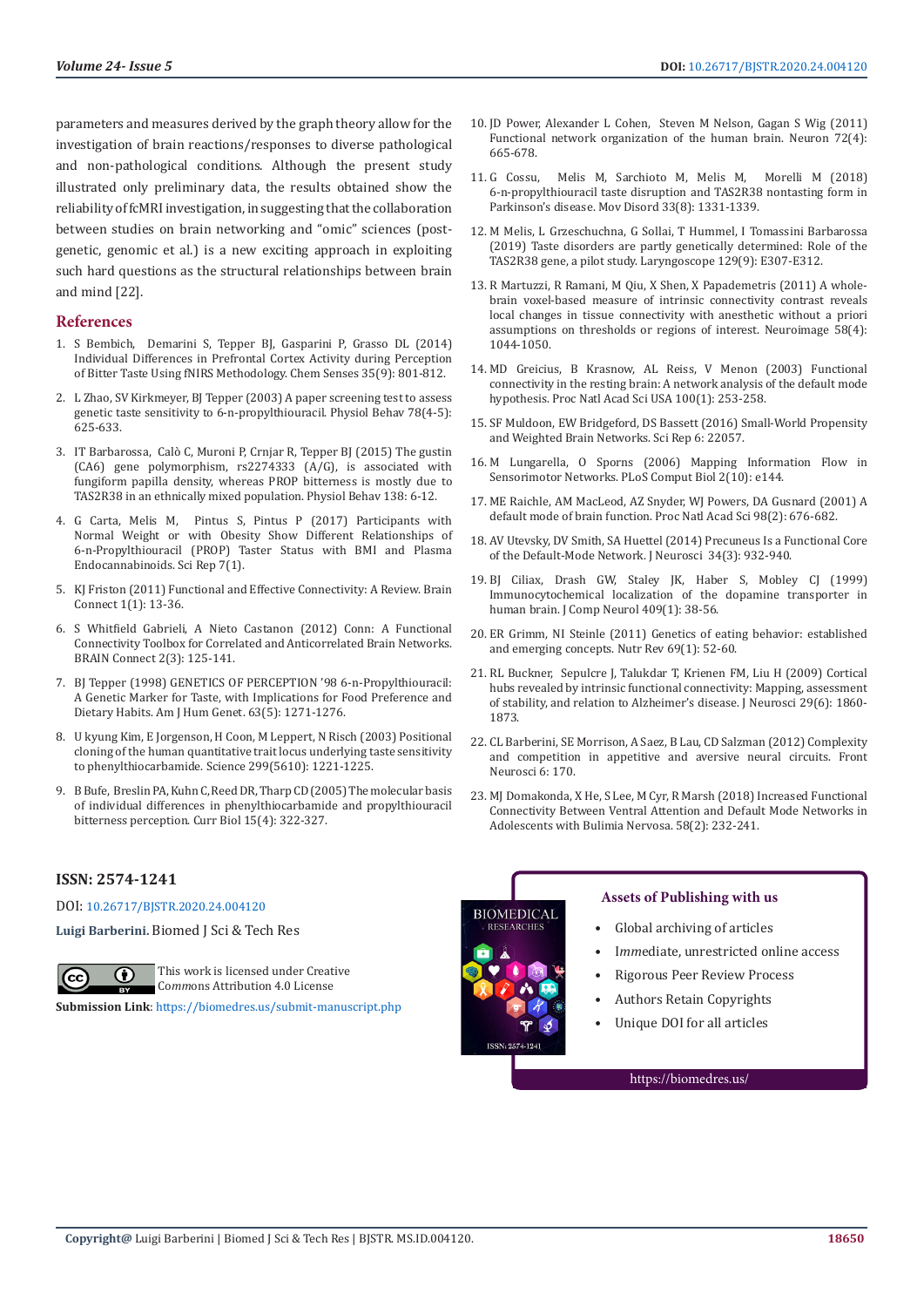parameters and measures derived by the graph theory allow for the investigation of brain reactions/responses to diverse pathological and non-pathological conditions. Although the present study illustrated only preliminary data, the results obtained show the reliability of fcMRI investigation, in suggesting that the collaboration between studies on brain networking and "omic" sciences (post-genetic, genomic et al.) is a new exciting approach in exploiting such hard questions as the structural relationships between brain and mind [22].

## References

1. S Bembich, Demarini S, Tepper BJ, Gasparini P, Grasso DL (2014) Individual Differences in Prefrontal Cortex Activity during Perception of Bitter Taste Using fNIRS Methodology. Chem Senses 35(9): 801-812.
2. L Zhao, SV Kirkmeyer, BJ Tepper (2003) A paper screening test to assess genetic taste sensitivity to 6-n-propylthiouracil. Physiol Behav 78(4-5): 625-633.
3. IT Barbarossa, Calò C, Muroni P, Crnjar R, Tepper BJ (2015) The gustin (CA6) gene polymorphism, rs2274333 (A/G), is associated with fungiform papilla density, whereas PROP bitterness is mostly due to TAS2R38 in an ethnically mixed population. Physiol Behav 138: 6-12.
4. G Carta, Melis M, Pintus S, Pintus P (2017) Participants with Normal Weight or with Obesity Show Different Relationships of 6-n-Propylthiouracil (PROP) Taster Status with BMI and Plasma Endocannabinoids. Sci Rep 7(1).
5. KJ Friston (2011) Functional and Effective Connectivity: A Review. Brain Connect 1(1): 13-36.
6. S Whitfield Gabrieli, A Nieto Castanon (2012) Conn: A Functional Connectivity Toolbox for Correlated and Anticorrelated Brain Networks. BRAIN Connect 2(3): 125-141.
7. BJ Tepper (1998) GENETICS OF PERCEPTION '98 6-n-Propylthiouracil: A Genetic Marker for Taste, with Implications for Food Preference and Dietary Habits. Am J Hum Genet. 63(5): 1271-1276.
8. U kyung Kim, E Jorgenson, H Coon, M Leppert, N Risch (2003) Positional cloning of the human quantitative trait locus underlying taste sensitivity to phenylthiocarbamide. Science 299(5610): 1221-1225.
9. B Bufe, Breslin PA, Kuhn C, Reed DR, Tharp CD (2005) The molecular basis of individual differences in phenylthiocarbamide and propylthiouracil bitterness perception. Curr Biol 15(4): 322-327.
10. JD Power, Alexander L Cohen, Steven M Nelson, Gagan S Wig (2011) Functional network organization of the human brain. Neuron 72(4): 665-678.
11. G Cossu, Melis M, Sarchioto M, Melis M, Morelli M (2018) 6-n-propylthiouracil taste disruption and TAS2R38 nontasting form in Parkinson's disease. Mov Disord 33(8): 1331-1339.
12. M Melis, L Grzeschuchna, G Sollai, T Hummel, I Tomassini Barbarossa (2019) Taste disorders are partly genetically determined: Role of the TAS2R38 gene, a pilot study. Laryngoscope 129(9): E307-E312.
13. R Martuzzi, R Ramani, M Qiu, X Shen, X Papademetris (2011) A whole-brain voxel-based measure of intrinsic connectivity contrast reveals local changes in tissue connectivity with anesthetic without a priori assumptions on thresholds or regions of interest. Neuroimage 58(4): 1044-1050.
14. MD Greicius, B Krasnow, AL Reiss, V Menon (2003) Functional connectivity in the resting brain: A network analysis of the default mode hypothesis. Proc Natl Acad Sci USA 100(1): 253-258.
15. SF Muldoon, EW Bridgeford, DS Bassett (2016) Small-World Propensity and Weighted Brain Networks. Sci Rep 6: 22057.
16. M Lungarella, O Sporns (2006) Mapping Information Flow in Sensorimotor Networks. PLoS Comput Biol 2(10): e144.
17. ME Raichle, AM MacLeod, AZ Snyder, WJ Powers, DA Gusnard (2001) A default mode of brain function. Proc Natl Acad Sci 98(2): 676-682.
18. AV Utevsky, DV Smith, SA Huettel (2014) Precuneus Is a Functional Core of the Default-Mode Network. J Neurosci 34(3): 932-940.
19. BJ Ciliax, Drash GW, Staley JK, Haber S, Mobley CJ (1999) Immunocytochemical localization of the dopamine transporter in human brain. J Comp Neurol 409(1): 38-56.
20. ER Grimm, NI Steinle (2011) Genetics of eating behavior: established and emerging concepts. Nutr Rev 69(1): 52-60.
21. RL Buckner, Sepulcre J, Talukdar T, Krienen FM, Liu H (2009) Cortical hubs revealed by intrinsic functional connectivity: Mapping, assessment of stability, and relation to Alzheimer's disease. J Neurosci 29(6): 1860-1873.
22. CL Barberini, SE Morrison, A Saez, B Lau, CD Salzman (2012) Complexity and competition in appetitive and aversive neural circuits. Front Neurosci 6: 170.
23. MJ Domakonda, X He, S Lee, M Cyr, R Marsh (2018) Increased Functional Connectivity Between Ventral Attention and Default Mode Networks in Adolescents with Bulimia Nervosa. 58(2): 232-241.

**ISSN: 2574-1241**

DOI: 10.26717/BJSTR.2020.24.004120

**Luigi Barberini.** Biomed J Sci & Tech Res

This work is licensed under Creative Commons Attribution 4.0 License

**Submission Link**: https://biomedres.us/submit-manuscript.php

**Assets of Publishing with us**

- Global archiving of articles
- Immediate, unrestricted online access
- Rigorous Peer Review Process
- Authors Retain Copyrights
- Unique DOI for all articles

https://biomedres.us/